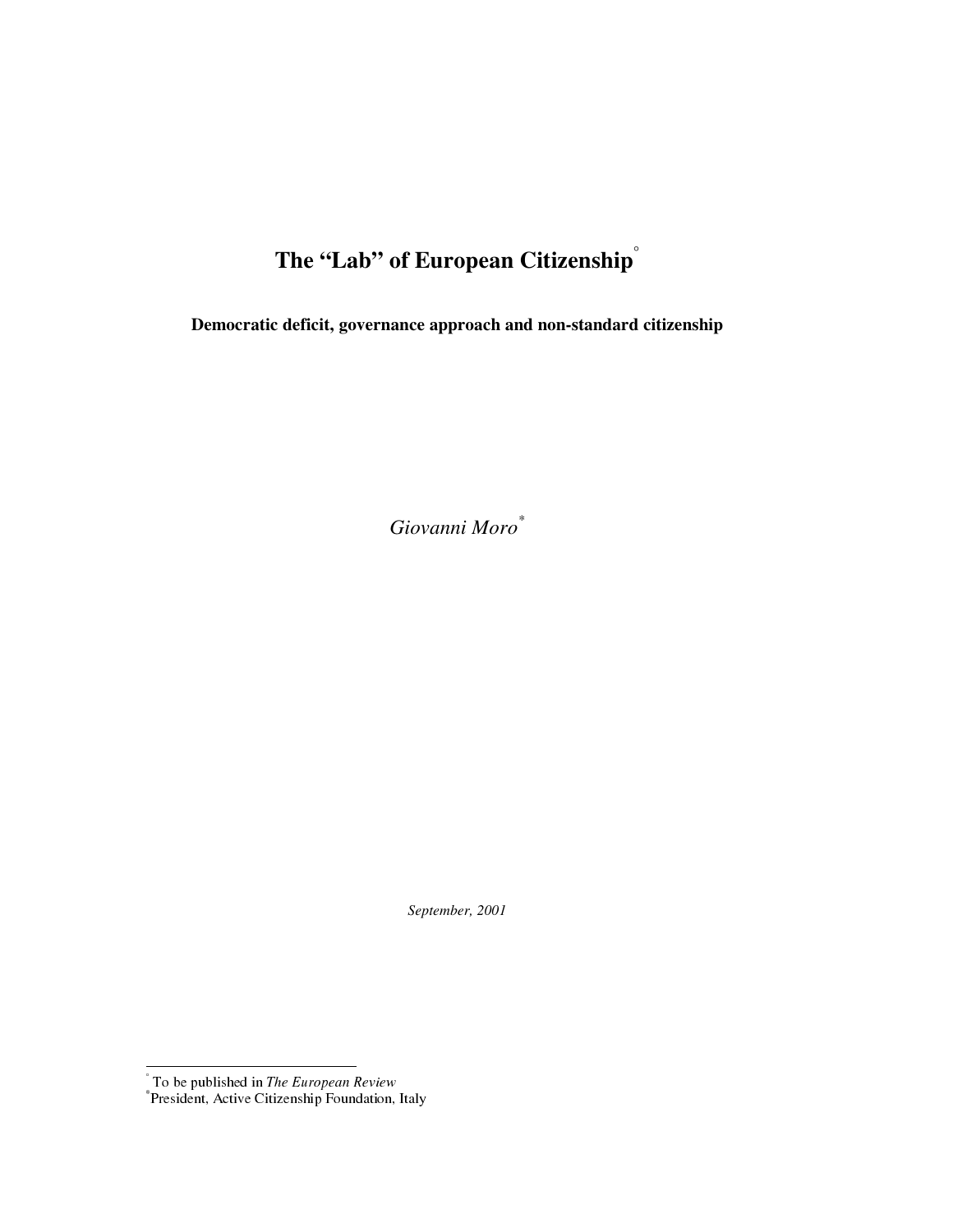# The "Lab" of European Citizenship[°]

**Democratic deficit, governance approach and non-standard citizenship**

*Giovanni Moro*[*]

*September, 2001*

---

[°] To be published in *The European Review*

[*] President, Active Citizenship Foundation, Italy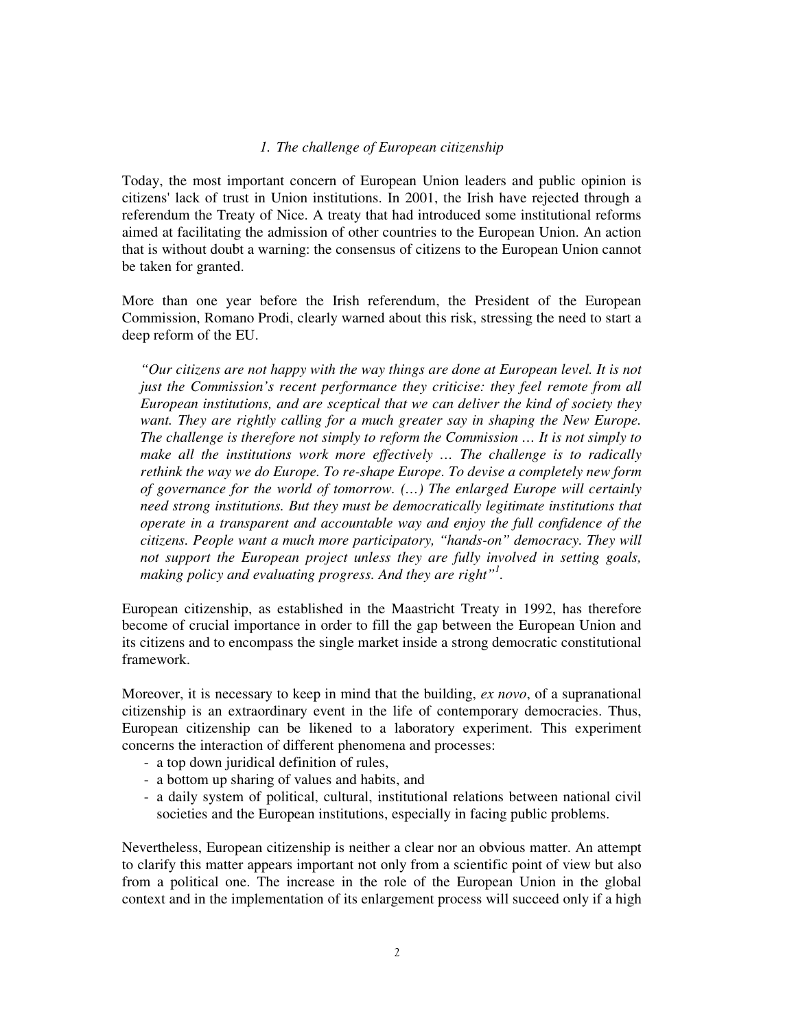## *1. The challenge of European citizenship*

Today, the most important concern of European Union leaders and public opinion is citizens' lack of trust in Union institutions. In 2001, the Irish have rejected through a referendum the Treaty of Nice. A treaty that had introduced some institutional reforms aimed at facilitating the admission of other countries to the European Union. An action that is without doubt a warning: the consensus of citizens to the European Union cannot be taken for granted.

More than one year before the Irish referendum, the President of the European Commission, Romano Prodi, clearly warned about this risk, stressing the need to start a deep reform of the EU.

> *"Our citizens are not happy with the way things are done at European level. It is not just the Commission's recent performance they criticise: they feel remote from all European institutions, and are sceptical that we can deliver the kind of society they want. They are rightly calling for a much greater say in shaping the New Europe. The challenge is therefore not simply to reform the Commission … It is not simply to make all the institutions work more effectively … The challenge is to radically rethink the way we do Europe. To re-shape Europe. To devise a completely new form of governance for the world of tomorrow. (…) The enlarged Europe will certainly need strong institutions. But they must be democratically legitimate institutions that operate in a transparent and accountable way and enjoy the full confidence of the citizens. People want a much more participatory, "hands-on" democracy. They will not support the European project unless they are fully involved in setting goals, making policy and evaluating progress. And they are right"*[1].

European citizenship, as established in the Maastricht Treaty in 1992, has therefore become of crucial importance in order to fill the gap between the European Union and its citizens and to encompass the single market inside a strong democratic constitutional framework.

Moreover, it is necessary to keep in mind that the building, *ex novo*, of a supranational citizenship is an extraordinary event in the life of contemporary democracies. Thus, European citizenship can be likened to a laboratory experiment. This experiment concerns the interaction of different phenomena and processes:

- a top down juridical definition of rules,
- a bottom up sharing of values and habits, and
- a daily system of political, cultural, institutional relations between national civil societies and the European institutions, especially in facing public problems.

Nevertheless, European citizenship is neither a clear nor an obvious matter. An attempt to clarify this matter appears important not only from a scientific point of view but also from a political one. The increase in the role of the European Union in the global context and in the implementation of its enlargement process will succeed only if a high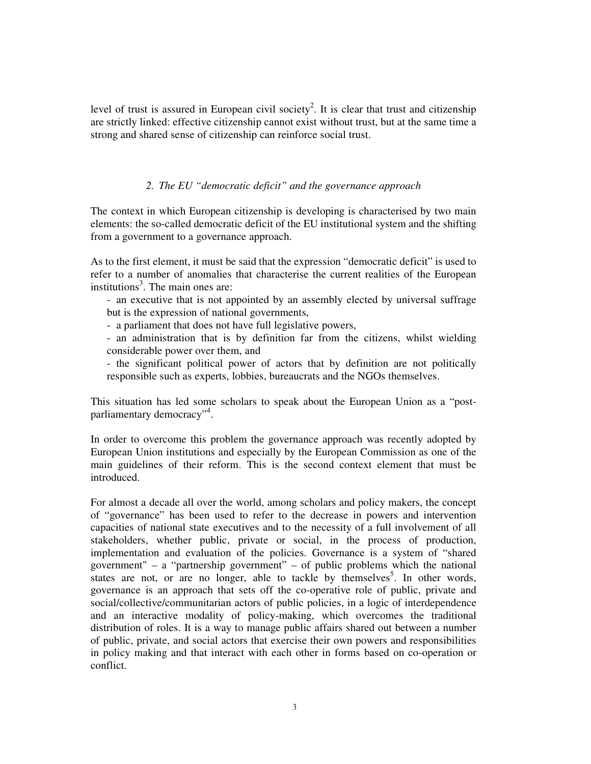level of trust is assured in European civil society[2]. It is clear that trust and citizenship are strictly linked: effective citizenship cannot exist without trust, but at the same time a strong and shared sense of citizenship can reinforce social trust.

## *2. The EU "democratic deficit" and the governance approach*

The context in which European citizenship is developing is characterised by two main elements: the so-called democratic deficit of the EU institutional system and the shifting from a government to a governance approach.

As to the first element, it must be said that the expression "democratic deficit" is used to refer to a number of anomalies that characterise the current realities of the European institutions[3]. The main ones are:

- an executive that is not appointed by an assembly elected by universal suffrage but is the expression of national governments,
- a parliament that does not have full legislative powers,
- an administration that is by definition far from the citizens, whilst wielding considerable power over them, and
- the significant political power of actors that by definition are not politically responsible such as experts, lobbies, bureaucrats and the NGOs themselves.

This situation has led some scholars to speak about the European Union as a "post-parliamentary democracy"[4].

In order to overcome this problem the governance approach was recently adopted by European Union institutions and especially by the European Commission as one of the main guidelines of their reform. This is the second context element that must be introduced.

For almost a decade all over the world, among scholars and policy makers, the concept of "governance" has been used to refer to the decrease in powers and intervention capacities of national state executives and to the necessity of a full involvement of all stakeholders, whether public, private or social, in the process of production, implementation and evaluation of the policies. Governance is a system of "shared government" – a "partnership government" – of public problems which the national states are not, or are no longer, able to tackle by themselves[5]. In other words, governance is an approach that sets off the co-operative role of public, private and social/collective/communitarian actors of public policies, in a logic of interdependence and an interactive modality of policy-making, which overcomes the traditional distribution of roles. It is a way to manage public affairs shared out between a number of public, private, and social actors that exercise their own powers and responsibilities in policy making and that interact with each other in forms based on co-operation or conflict.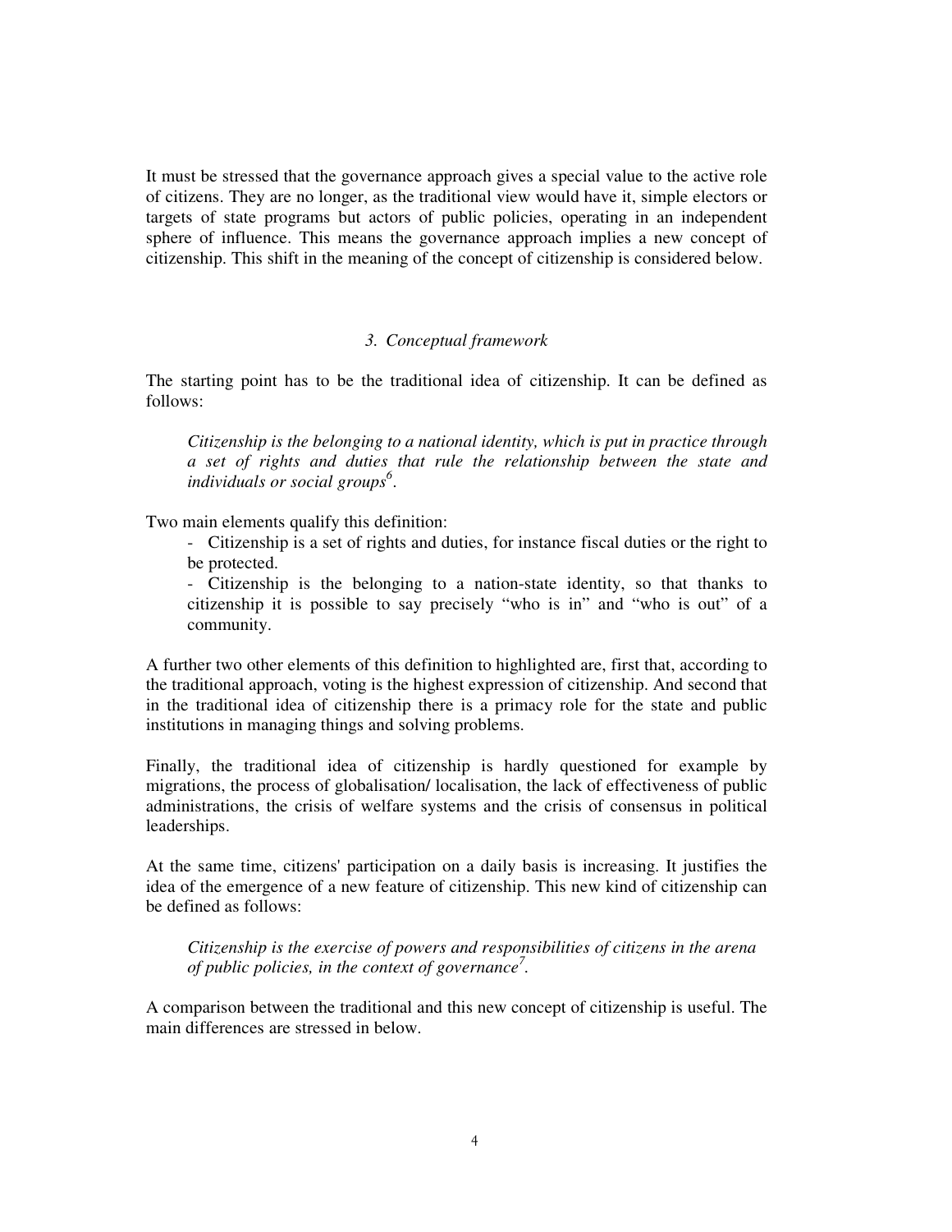It must be stressed that the governance approach gives a special value to the active role of citizens. They are no longer, as the traditional view would have it, simple electors or targets of state programs but actors of public policies, operating in an independent sphere of influence. This means the governance approach implies a new concept of citizenship. This shift in the meaning of the concept of citizenship is considered below.

### *3. Conceptual framework*

The starting point has to be the traditional idea of citizenship. It can be defined as follows:

> *Citizenship is the belonging to a national identity, which is put in practice through a set of rights and duties that rule the relationship between the state and individuals or social groups*[6].

Two main elements qualify this definition:

- Citizenship is a set of rights and duties, for instance fiscal duties or the right to be protected.
- Citizenship is the belonging to a nation-state identity, so that thanks to citizenship it is possible to say precisely "who is in" and "who is out" of a community.

A further two other elements of this definition to highlighted are, first that, according to the traditional approach, voting is the highest expression of citizenship. And second that in the traditional idea of citizenship there is a primacy role for the state and public institutions in managing things and solving problems.

Finally, the traditional idea of citizenship is hardly questioned for example by migrations, the process of globalisation/ localisation, the lack of effectiveness of public administrations, the crisis of welfare systems and the crisis of consensus in political leaderships.

At the same time, citizens' participation on a daily basis is increasing. It justifies the idea of the emergence of a new feature of citizenship. This new kind of citizenship can be defined as follows:

> *Citizenship is the exercise of powers and responsibilities of citizens in the arena of public policies, in the context of governance*[7].

A comparison between the traditional and this new concept of citizenship is useful. The main differences are stressed in below.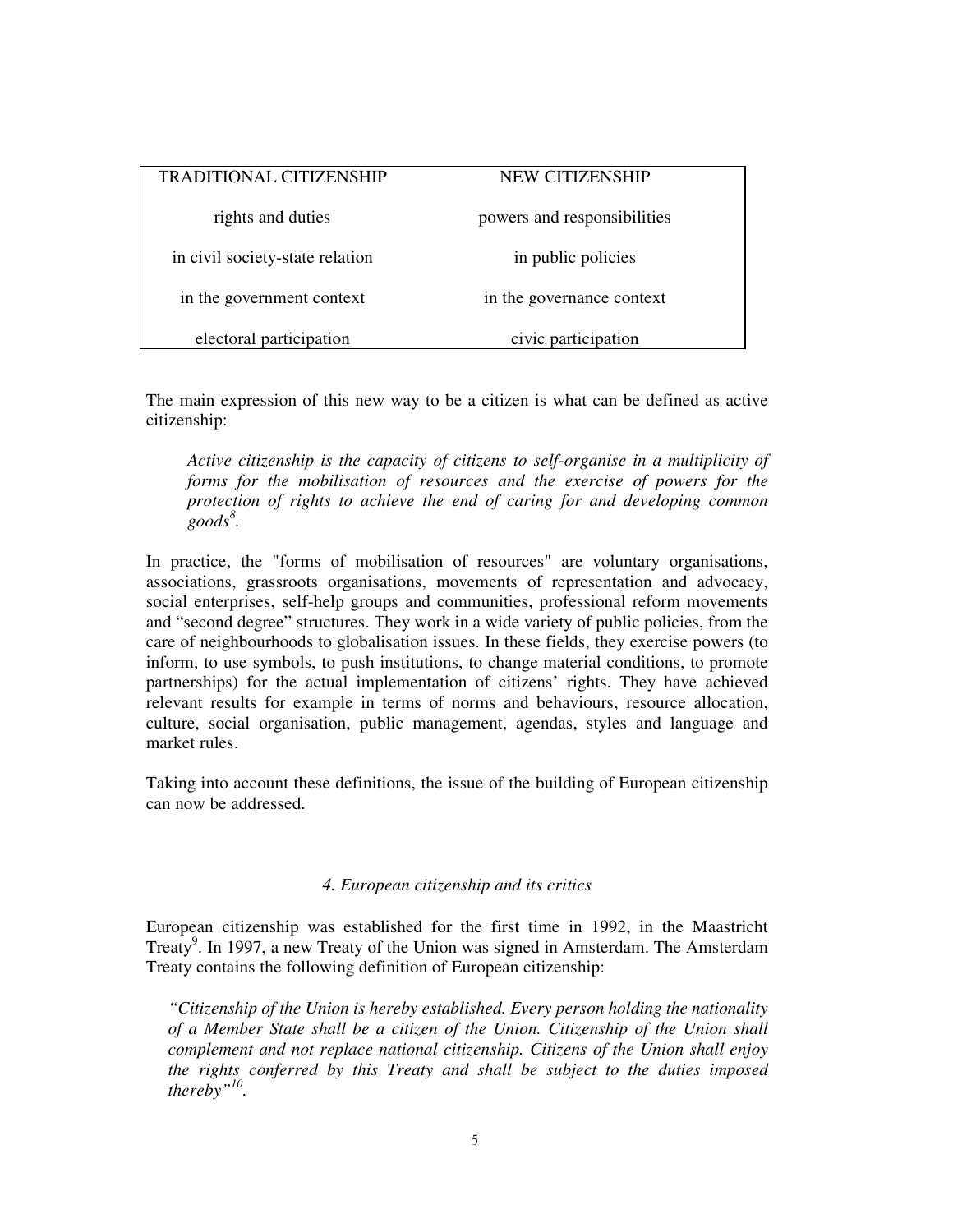| TRADITIONAL CITIZENSHIP | NEW CITIZENSHIP |
|---|---|
| rights and duties | powers and responsibilities |
| in civil society-state relation | in public policies |
| in the government context | in the governance context |
| electoral participation | civic participation |

The main expression of this new way to be a citizen is what can be defined as active citizenship:

> *Active citizenship is the capacity of citizens to self-organise in a multiplicity of forms for the mobilisation of resources and the exercise of powers for the protection of rights to achieve the end of caring for and developing common goods*[8].

In practice, the "forms of mobilisation of resources" are voluntary organisations, associations, grassroots organisations, movements of representation and advocacy, social enterprises, self-help groups and communities, professional reform movements and "second degree" structures. They work in a wide variety of public policies, from the care of neighbourhoods to globalisation issues. In these fields, they exercise powers (to inform, to use symbols, to push institutions, to change material conditions, to promote partnerships) for the actual implementation of citizens' rights. They have achieved relevant results for example in terms of norms and behaviours, resource allocation, culture, social organisation, public management, agendas, styles and language and market rules.

Taking into account these definitions, the issue of the building of European citizenship can now be addressed.

### *4. European citizenship and its critics*

European citizenship was established for the first time in 1992, in the Maastricht Treaty[9]. In 1997, a new Treaty of the Union was signed in Amsterdam. The Amsterdam Treaty contains the following definition of European citizenship:

> *"Citizenship of the Union is hereby established. Every person holding the nationality of a Member State shall be a citizen of the Union. Citizenship of the Union shall complement and not replace national citizenship. Citizens of the Union shall enjoy the rights conferred by this Treaty and shall be subject to the duties imposed thereby"*[10].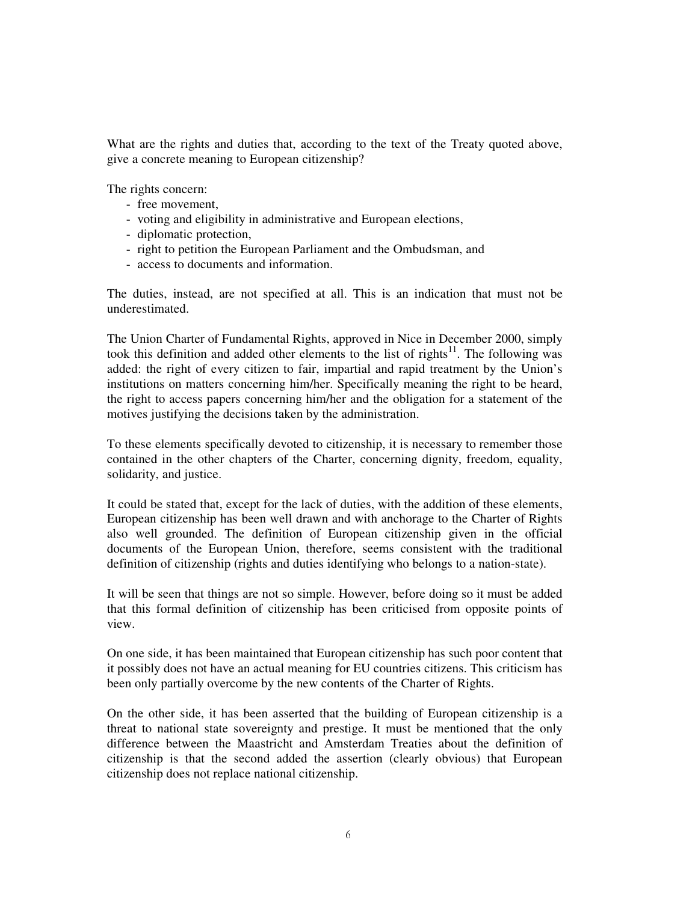What are the rights and duties that, according to the text of the Treaty quoted above, give a concrete meaning to European citizenship?

The rights concern:

- free movement,
- voting and eligibility in administrative and European elections,
- diplomatic protection,
- right to petition the European Parliament and the Ombudsman, and
- access to documents and information.

The duties, instead, are not specified at all. This is an indication that must not be underestimated.

The Union Charter of Fundamental Rights, approved in Nice in December 2000, simply took this definition and added other elements to the list of rights[11]. The following was added: the right of every citizen to fair, impartial and rapid treatment by the Union's institutions on matters concerning him/her. Specifically meaning the right to be heard, the right to access papers concerning him/her and the obligation for a statement of the motives justifying the decisions taken by the administration.

To these elements specifically devoted to citizenship, it is necessary to remember those contained in the other chapters of the Charter, concerning dignity, freedom, equality, solidarity, and justice.

It could be stated that, except for the lack of duties, with the addition of these elements, European citizenship has been well drawn and with anchorage to the Charter of Rights also well grounded. The definition of European citizenship given in the official documents of the European Union, therefore, seems consistent with the traditional definition of citizenship (rights and duties identifying who belongs to a nation-state).

It will be seen that things are not so simple. However, before doing so it must be added that this formal definition of citizenship has been criticised from opposite points of view.

On one side, it has been maintained that European citizenship has such poor content that it possibly does not have an actual meaning for EU countries citizens. This criticism has been only partially overcome by the new contents of the Charter of Rights.

On the other side, it has been asserted that the building of European citizenship is a threat to national state sovereignty and prestige. It must be mentioned that the only difference between the Maastricht and Amsterdam Treaties about the definition of citizenship is that the second added the assertion (clearly obvious) that European citizenship does not replace national citizenship.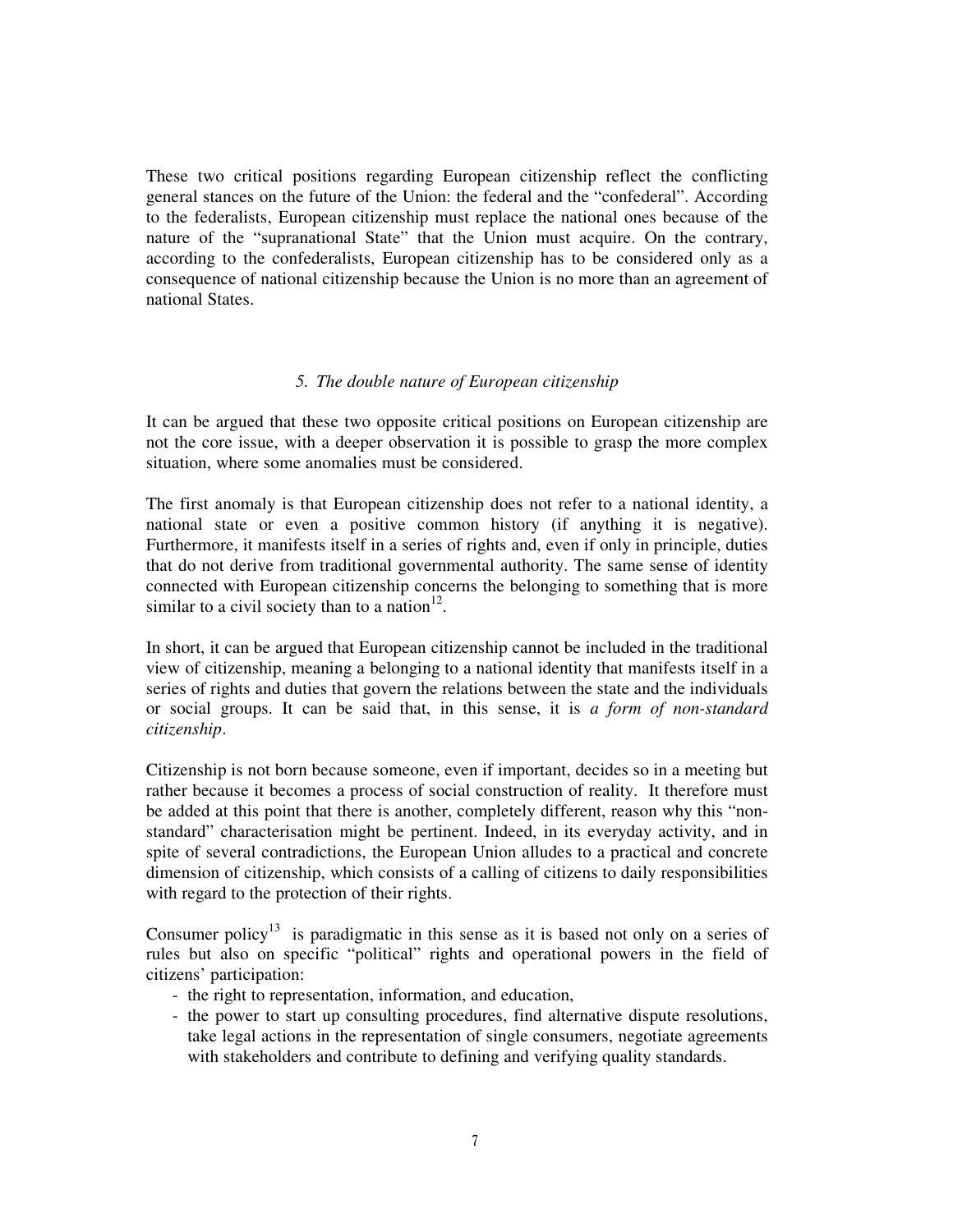These two critical positions regarding European citizenship reflect the conflicting general stances on the future of the Union: the federal and the "confederal". According to the federalists, European citizenship must replace the national ones because of the nature of the "supranational State" that the Union must acquire. On the contrary, according to the confederalists, European citizenship has to be considered only as a consequence of national citizenship because the Union is no more than an agreement of national States.

### *5. The double nature of European citizenship*

It can be argued that these two opposite critical positions on European citizenship are not the core issue, with a deeper observation it is possible to grasp the more complex situation, where some anomalies must be considered.

The first anomaly is that European citizenship does not refer to a national identity, a national state or even a positive common history (if anything it is negative). Furthermore, it manifests itself in a series of rights and, even if only in principle, duties that do not derive from traditional governmental authority. The same sense of identity connected with European citizenship concerns the belonging to something that is more similar to a civil society than to a nation[12].

In short, it can be argued that European citizenship cannot be included in the traditional view of citizenship, meaning a belonging to a national identity that manifests itself in a series of rights and duties that govern the relations between the state and the individuals or social groups. It can be said that, in this sense, it is *a form of non-standard citizenship*.

Citizenship is not born because someone, even if important, decides so in a meeting but rather because it becomes a process of social construction of reality. It therefore must be added at this point that there is another, completely different, reason why this "non-standard" characterisation might be pertinent. Indeed, in its everyday activity, and in spite of several contradictions, the European Union alludes to a practical and concrete dimension of citizenship, which consists of a calling of citizens to daily responsibilities with regard to the protection of their rights.

Consumer policy[13] is paradigmatic in this sense as it is based not only on a series of rules but also on specific "political" rights and operational powers in the field of citizens' participation:

- the right to representation, information, and education,
- the power to start up consulting procedures, find alternative dispute resolutions, take legal actions in the representation of single consumers, negotiate agreements with stakeholders and contribute to defining and verifying quality standards.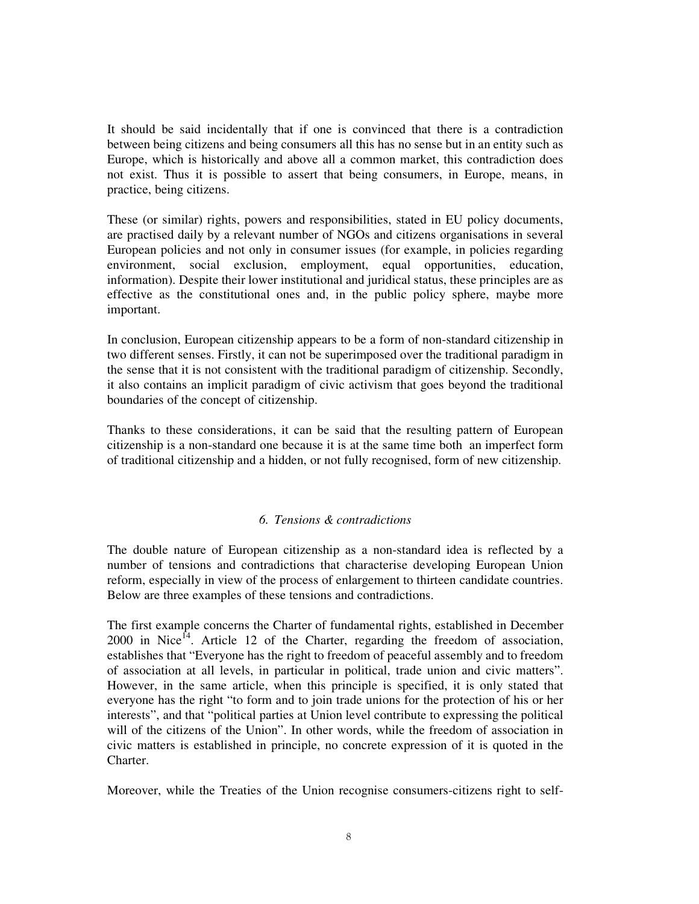It should be said incidentally that if one is convinced that there is a contradiction between being citizens and being consumers all this has no sense but in an entity such as Europe, which is historically and above all a common market, this contradiction does not exist. Thus it is possible to assert that being consumers, in Europe, means, in practice, being citizens.

These (or similar) rights, powers and responsibilities, stated in EU policy documents, are practised daily by a relevant number of NGOs and citizens organisations in several European policies and not only in consumer issues (for example, in policies regarding environment, social exclusion, employment, equal opportunities, education, information). Despite their lower institutional and juridical status, these principles are as effective as the constitutional ones and, in the public policy sphere, maybe more important.

In conclusion, European citizenship appears to be a form of non-standard citizenship in two different senses. Firstly, it can not be superimposed over the traditional paradigm in the sense that it is not consistent with the traditional paradigm of citizenship. Secondly, it also contains an implicit paradigm of civic activism that goes beyond the traditional boundaries of the concept of citizenship.

Thanks to these considerations, it can be said that the resulting pattern of European citizenship is a non-standard one because it is at the same time both an imperfect form of traditional citizenship and a hidden, or not fully recognised, form of new citizenship.

## *6. Tensions & contradictions*

The double nature of European citizenship as a non-standard idea is reflected by a number of tensions and contradictions that characterise developing European Union reform, especially in view of the process of enlargement to thirteen candidate countries. Below are three examples of these tensions and contradictions.

The first example concerns the Charter of fundamental rights, established in December 2000 in Nice[14]. Article 12 of the Charter, regarding the freedom of association, establishes that "Everyone has the right to freedom of peaceful assembly and to freedom of association at all levels, in particular in political, trade union and civic matters". However, in the same article, when this principle is specified, it is only stated that everyone has the right "to form and to join trade unions for the protection of his or her interests", and that "political parties at Union level contribute to expressing the political will of the citizens of the Union". In other words, while the freedom of association in civic matters is established in principle, no concrete expression of it is quoted in the Charter.

Moreover, while the Treaties of the Union recognise consumers-citizens right to self-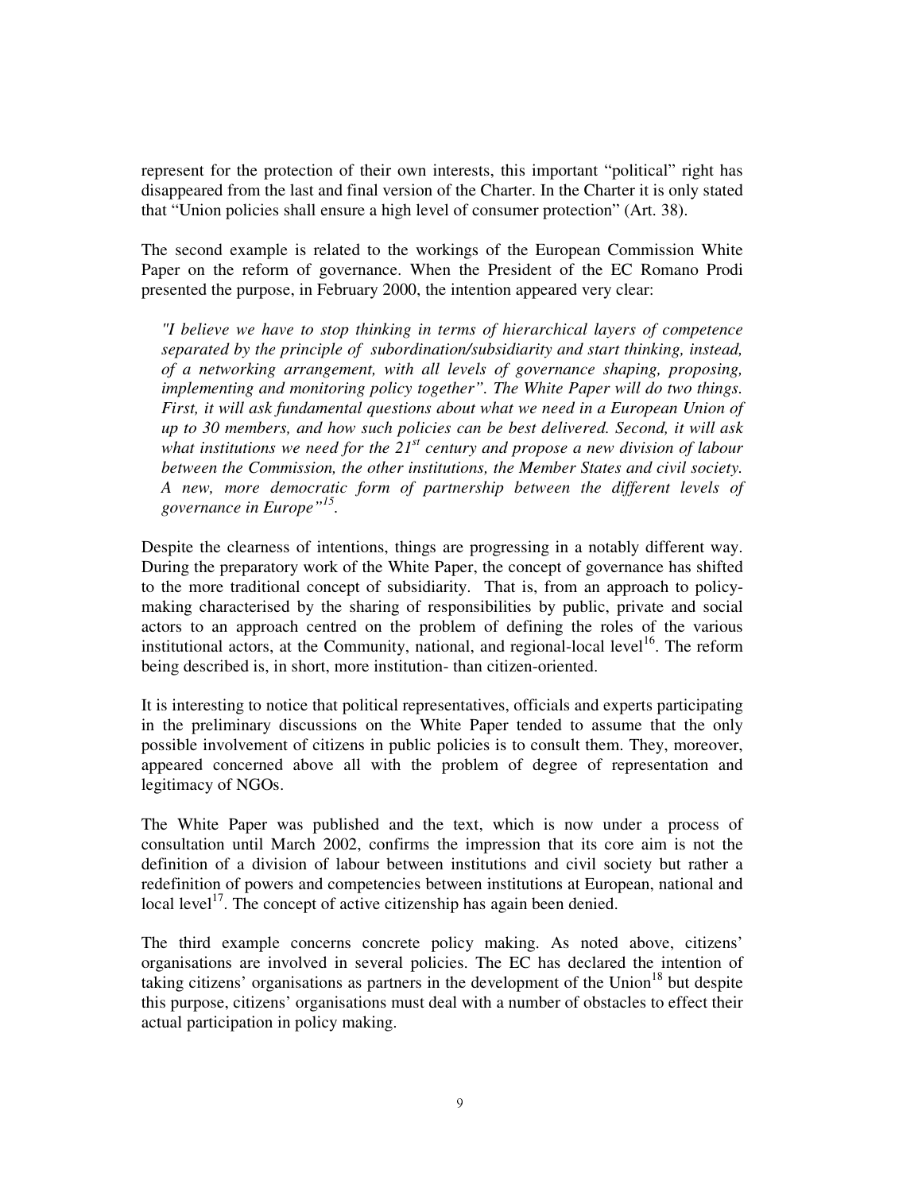represent for the protection of their own interests, this important "political" right has disappeared from the last and final version of the Charter. In the Charter it is only stated that "Union policies shall ensure a high level of consumer protection" (Art. 38).

The second example is related to the workings of the European Commission White Paper on the reform of governance. When the President of the EC Romano Prodi presented the purpose, in February 2000, the intention appeared very clear:

> *"I believe we have to stop thinking in terms of hierarchical layers of competence separated by the principle of subordination/subsidiarity and start thinking, instead, of a networking arrangement, with all levels of governance shaping, proposing, implementing and monitoring policy together". The White Paper will do two things. First, it will ask fundamental questions about what we need in a European Union of up to 30 members, and how such policies can be best delivered. Second, it will ask what institutions we need for the 21st century and propose a new division of labour between the Commission, the other institutions, the Member States and civil society. A new, more democratic form of partnership between the different levels of governance in Europe"*[15].

Despite the clearness of intentions, things are progressing in a notably different way. During the preparatory work of the White Paper, the concept of governance has shifted to the more traditional concept of subsidiarity. That is, from an approach to policy-making characterised by the sharing of responsibilities by public, private and social actors to an approach centred on the problem of defining the roles of the various institutional actors, at the Community, national, and regional-local level[16]. The reform being described is, in short, more institution- than citizen-oriented.

It is interesting to notice that political representatives, officials and experts participating in the preliminary discussions on the White Paper tended to assume that the only possible involvement of citizens in public policies is to consult them. They, moreover, appeared concerned above all with the problem of degree of representation and legitimacy of NGOs.

The White Paper was published and the text, which is now under a process of consultation until March 2002, confirms the impression that its core aim is not the definition of a division of labour between institutions and civil society but rather a redefinition of powers and competencies between institutions at European, national and local level[17]. The concept of active citizenship has again been denied.

The third example concerns concrete policy making. As noted above, citizens' organisations are involved in several policies. The EC has declared the intention of taking citizens' organisations as partners in the development of the Union[18] but despite this purpose, citizens' organisations must deal with a number of obstacles to effect their actual participation in policy making.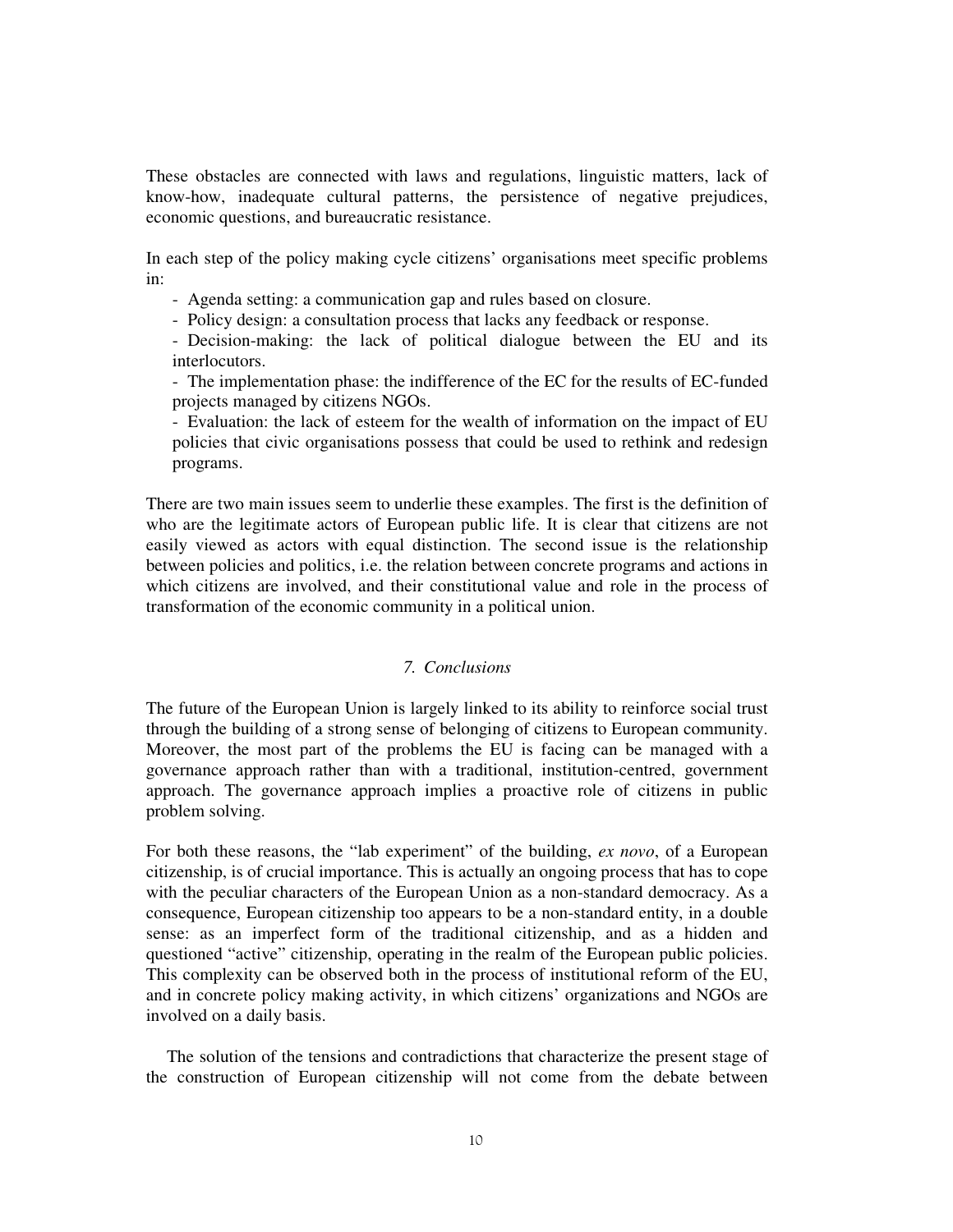These obstacles are connected with laws and regulations, linguistic matters, lack of know-how, inadequate cultural patterns, the persistence of negative prejudices, economic questions, and bureaucratic resistance.

In each step of the policy making cycle citizens' organisations meet specific problems in:

- Agenda setting: a communication gap and rules based on closure.
- Policy design: a consultation process that lacks any feedback or response.
- Decision-making: the lack of political dialogue between the EU and its interlocutors.
- The implementation phase: the indifference of the EC for the results of EC-funded projects managed by citizens NGOs.
- Evaluation: the lack of esteem for the wealth of information on the impact of EU policies that civic organisations possess that could be used to rethink and redesign programs.

There are two main issues seem to underlie these examples. The first is the definition of who are the legitimate actors of European public life. It is clear that citizens are not easily viewed as actors with equal distinction. The second issue is the relationship between policies and politics, i.e. the relation between concrete programs and actions in which citizens are involved, and their constitutional value and role in the process of transformation of the economic community in a political union.

## *7. Conclusions*

The future of the European Union is largely linked to its ability to reinforce social trust through the building of a strong sense of belonging of citizens to European community. Moreover, the most part of the problems the EU is facing can be managed with a governance approach rather than with a traditional, institution-centred, government approach. The governance approach implies a proactive role of citizens in public problem solving.

For both these reasons, the "lab experiment" of the building, *ex novo*, of a European citizenship, is of crucial importance. This is actually an ongoing process that has to cope with the peculiar characters of the European Union as a non-standard democracy. As a consequence, European citizenship too appears to be a non-standard entity, in a double sense: as an imperfect form of the traditional citizenship, and as a hidden and questioned "active" citizenship, operating in the realm of the European public policies. This complexity can be observed both in the process of institutional reform of the EU, and in concrete policy making activity, in which citizens' organizations and NGOs are involved on a daily basis.

The solution of the tensions and contradictions that characterize the present stage of the construction of European citizenship will not come from the debate between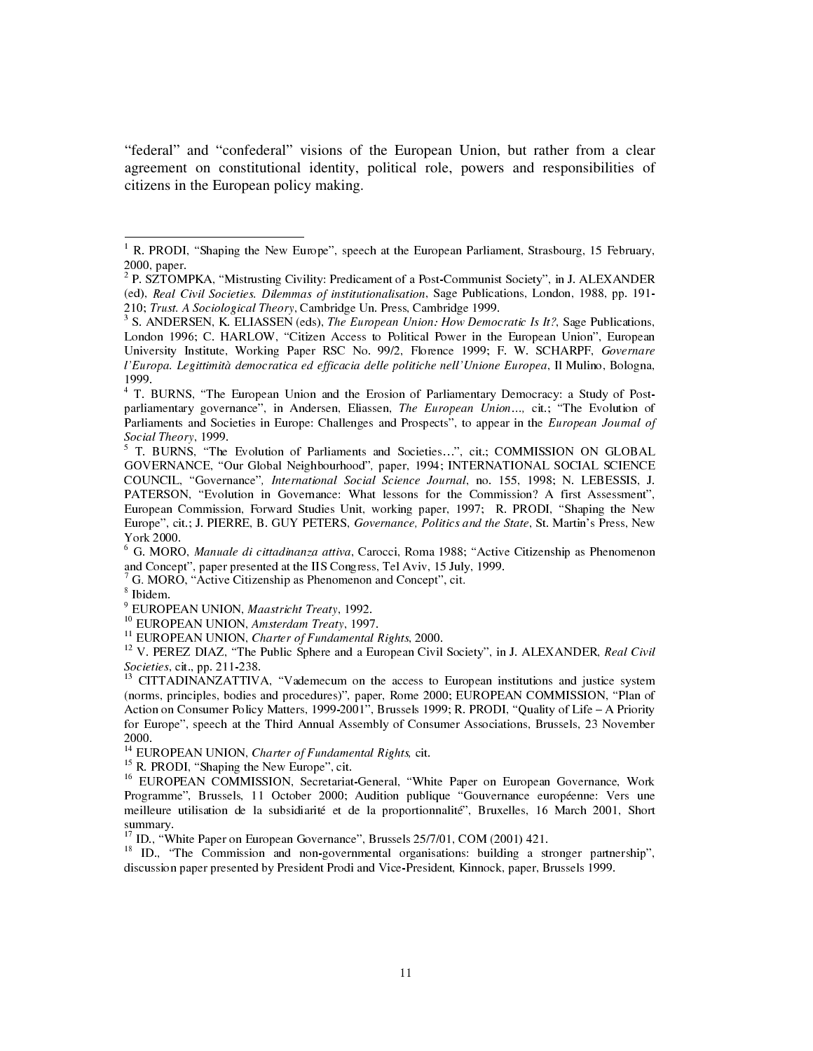"federal" and "confederal" visions of the European Union, but rather from a clear agreement on constitutional identity, political role, powers and responsibilities of citizens in the European policy making.

---

[1] R. PRODI, "Shaping the New Europe", speech at the European Parliament, Strasbourg, 15 February, 2000, paper.

[2] P. SZTOMPKA, "Mistrusting Civility: Predicament of a Post-Communist Society", in J. ALEXANDER (ed), *Real Civil Societies. Dilemmas of institutionalisation*, Sage Publications, London, 1988, pp. 191-210; *Trust. A Sociological Theory*, Cambridge Un. Press, Cambridge 1999.

[3] S. ANDERSEN, K. ELIASSEN (eds), *The European Union: How Democratic Is It?*, Sage Publications, London 1996; C. HARLOW, "Citizen Access to Political Power in the European Union", European University Institute, Working Paper RSC No. 99/2, Florence 1999; F. W. SCHARPF, *Governare l'Europa. Legittimità democratica ed efficacia delle politiche nell'Unione Europea*, Il Mulino, Bologna, 1999.

[4] T. BURNS, "The European Union and the Erosion of Parliamentary Democracy: a Study of Post-parliamentary governance", in Andersen, Eliassen, *The European Union…*, cit.; "The Evolution of Parliaments and Societies in Europe: Challenges and Prospects", to appear in the *European Journal of Social Theory*, 1999.

[5] T. BURNS, "The Evolution of Parliaments and Societies…", cit.; COMMISSION ON GLOBAL GOVERNANCE, "Our Global Neighbourhood", paper, 1994; INTERNATIONAL SOCIAL SCIENCE COUNCIL, "Governance", *International Social Science Journal*, no. 155, 1998; N. LEBESSIS, J. PATERSON, "Evolution in Governance: What lessons for the Commission? A first Assessment", European Commission, Forward Studies Unit, working paper, 1997; R. PRODI, "Shaping the New Europe", cit.; J. PIERRE, B. GUY PETERS, *Governance, Politics and the State*, St. Martin's Press, New York 2000.

[6] G. MORO, *Manuale di cittadinanza attiva*, Carocci, Roma 1988; "Active Citizenship as Phenomenon and Concept", paper presented at the IIS Congress, Tel Aviv, 15 July, 1999.

[7] G. MORO, "Active Citizenship as Phenomenon and Concept", cit.

[8] Ibidem.

[9] EUROPEAN UNION, *Maastricht Treaty*, 1992.

[10] EUROPEAN UNION, *Amsterdam Treaty*, 1997.

[11] EUROPEAN UNION, *Charter of Fundamental Rights*, 2000.

[12] V. PEREZ DIAZ, "The Public Sphere and a European Civil Society", in J. ALEXANDER, *Real Civil Societies*, cit., pp. 211-238.

[13] CITTADINANZATTIVA, "Vademecum on the access to European institutions and justice system (norms, principles, bodies and procedures)", paper, Rome 2000; EUROPEAN COMMISSION, "Plan of Action on Consumer Policy Matters, 1999-2001", Brussels 1999; R. PRODI, "Quality of Life – A Priority for Europe", speech at the Third Annual Assembly of Consumer Associations, Brussels, 23 November 2000.

[14] EUROPEAN UNION, *Charter of Fundamental Rights*, cit.

[15] R. PRODI, "Shaping the New Europe", cit.

[16] EUROPEAN COMMISSION, Secretariat-General, "White Paper on European Governance, Work Programme", Brussels, 11 October 2000; Audition publique "Gouvernance européenne: Vers une meilleure utilisation de la subsidiarité et de la proportionnalité", Bruxelles, 16 March 2001, Short summary.

[17] ID., "White Paper on European Governance", Brussels 25/7/01, COM (2001) 421.

[18] ID., "The Commission and non-governmental organisations: building a stronger partnership", discussion paper presented by President Prodi and Vice-President, Kinnock, paper, Brussels 1999.